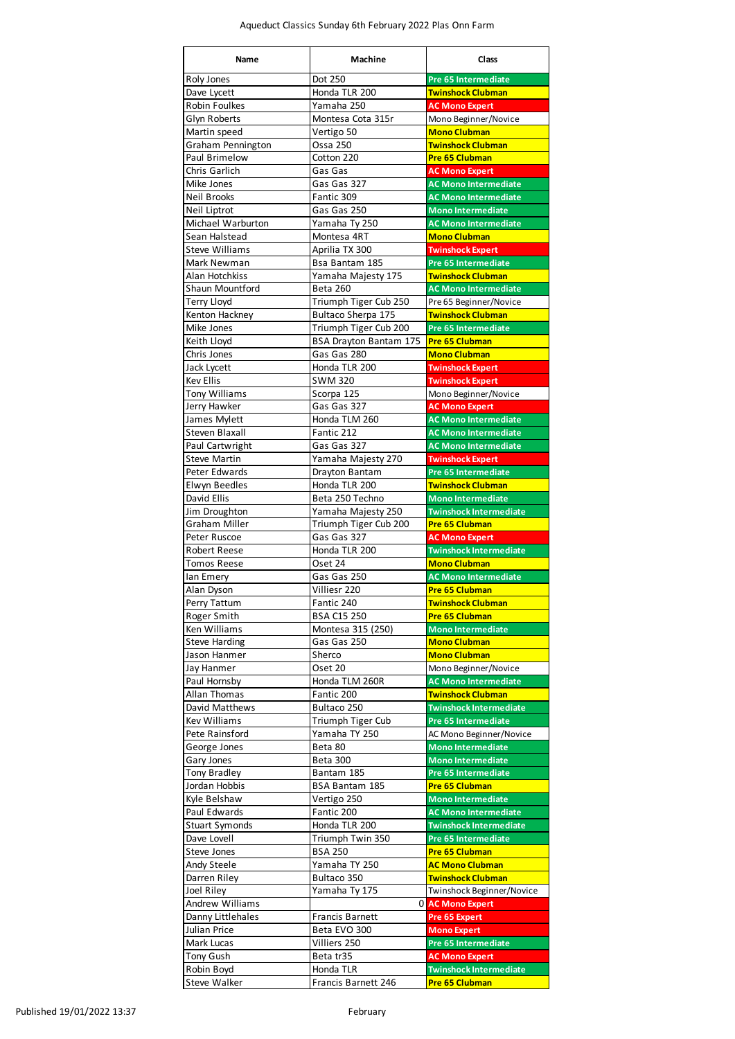Aqueduct Classics Sunday 6th February 2022 Plas Onn Farm

| Name | Machine | Class |
|---|---|---|
| Roly Jones | Dot 250 | Pre 65 Intermediate |
| Dave Lycett | Honda TLR 200 | Twinshock Clubman |
| Robin Foulkes | Yamaha 250 | AC Mono Expert |
| Glyn Roberts | Montesa Cota 315r | Mono Beginner/Novice |
| Martin speed | Vertigo 50 | Mono Clubman |
| Graham Pennington | Ossa 250 | Twinshock Clubman |
| Paul Brimelow | Cotton 220 | Pre 65 Clubman |
| Chris Garlich | Gas Gas | AC Mono Expert |
| Mike Jones | Gas Gas 327 | AC Mono Intermediate |
| Neil Brooks | Fantic 309 | AC Mono Intermediate |
| Neil Liptrot | Gas Gas 250 | Mono Intermediate |
| Michael Warburton | Yamaha Ty 250 | AC Mono Intermediate |
| Sean Halstead | Montesa 4RT | Mono Clubman |
| Steve Williams | Aprilia TX 300 | Twinshock Expert |
| Mark Newman | Bsa Bantam 185 | Pre 65 Intermediate |
| Alan Hotchkiss | Yamaha Majesty 175 | Twinshock Clubman |
| Shaun Mountford | Beta 260 | AC Mono Intermediate |
| Terry Lloyd | Triumph Tiger Cub 250 | Pre 65 Beginner/Novice |
| Kenton Hackney | Bultaco Sherpa 175 | Twinshock Clubman |
| Mike Jones | Triumph Tiger Cub 200 | Pre 65 Intermediate |
| Keith Lloyd | BSA Drayton Bantam 175 | Pre 65 Clubman |
| Chris Jones | Gas Gas 280 | Mono Clubman |
| Jack Lycett | Honda TLR 200 | Twinshock Expert |
| Kev Ellis | SWM 320 | Twinshock Expert |
| Tony Williams | Scorpa 125 | Mono Beginner/Novice |
| Jerry Hawker | Gas Gas 327 | AC Mono Expert |
| James Mylett | Honda TLM 260 | AC Mono Intermediate |
| Steven Blaxall | Fantic 212 | AC Mono Intermediate |
| Paul Cartwright | Gas Gas 327 | AC Mono Intermediate |
| Steve Martin | Yamaha Majesty 270 | Twinshock Expert |
| Peter Edwards | Drayton Bantam | Pre 65 Intermediate |
| Elwyn Beedles | Honda TLR 200 | Twinshock Clubman |
| David Ellis | Beta 250 Techno | Mono Intermediate |
| Jim Droughton | Yamaha Majesty 250 | Twinshock Intermediate |
| Graham Miller | Triumph Tiger Cub 200 | Pre 65 Clubman |
| Peter Ruscoe | Gas Gas 327 | AC Mono Expert |
| Robert Reese | Honda TLR 200 | Twinshock Intermediate |
| Tomos Reese | Oset 24 | Mono Clubman |
| Ian Emery | Gas Gas 250 | AC Mono Intermediate |
| Alan Dyson | Villiesr 220 | Pre 65 Clubman |
| Perry Tattum | Fantic 240 | Twinshock Clubman |
| Roger Smith | BSA C15 250 | Pre 65 Clubman |
| Ken Williams | Montesa 315 (250) | Mono Intermediate |
| Steve Harding | Gas Gas 250 | Mono Clubman |
| Jason Hanmer | Sherco | Mono Clubman |
| Jay Hanmer | Oset 20 | Mono Beginner/Novice |
| Paul Hornsby | Honda TLM 260R | AC Mono Intermediate |
| Allan Thomas | Fantic 200 | Twinshock Clubman |
| David Matthews | Bultaco 250 | Twinshock Intermediate |
| Kev Williams | Triumph Tiger Cub | Pre 65 Intermediate |
| Pete Rainsford | Yamaha TY 250 | AC Mono Beginner/Novice |
| George Jones | Beta 80 | Mono Intermediate |
| Gary Jones | Beta 300 | Mono Intermediate |
| Tony Bradley | Bantam 185 | Pre 65 Intermediate |
| Jordan Hobbis | BSA Bantam 185 | Pre 65 Clubman |
| Kyle Belshaw | Vertigo 250 | Mono Intermediate |
| Paul Edwards | Fantic 200 | AC Mono Intermediate |
| Stuart Symonds | Honda TLR 200 | Twinshock Intermediate |
| Dave Lovell | Triumph Twin 350 | Pre 65 Intermediate |
| Steve Jones | BSA 250 | Pre 65 Clubman |
| Andy Steele | Yamaha TY 250 | AC Mono Clubman |
| Darren Riley | Bultaco 350 | Twinshock Clubman |
| Joel Riley | Yamaha Ty 175 | Twinshock Beginner/Novice |
| Andrew Williams | 0 | AC Mono Expert |
| Danny Littlehales | Francis Barnett | Pre 65 Expert |
| Julian Price | Beta EVO 300 | Mono Expert |
| Mark Lucas | Villiers 250 | Pre 65 Intermediate |
| Tony Gush | Beta tr35 | AC Mono Expert |
| Robin Boyd | Honda TLR | Twinshock Intermediate |
| Steve Walker | Francis Barnett 246 | Pre 65 Clubman |

Published 19/01/2022 13:37 February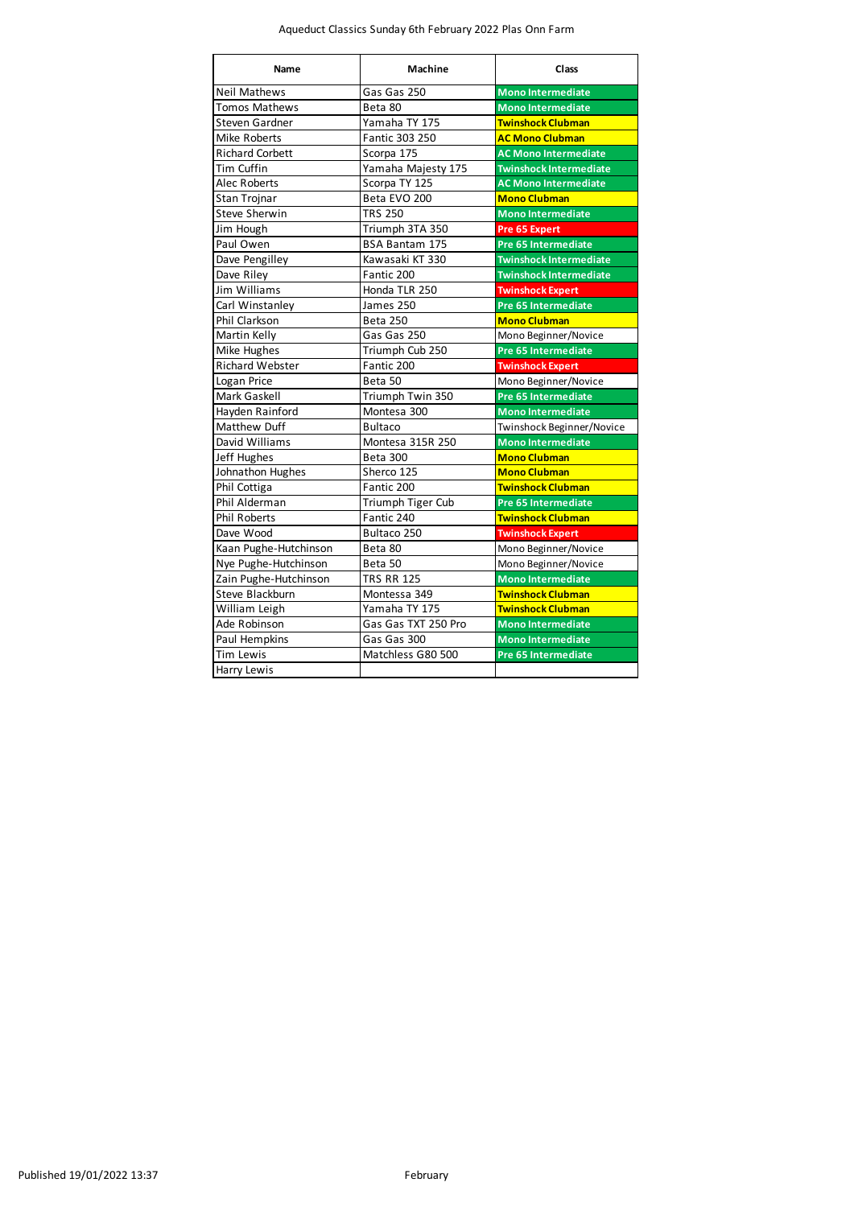Aqueduct Classics Sunday 6th February 2022 Plas Onn Farm

| Name | Machine | Class |
| --- | --- | --- |
| Neil Mathews | Gas Gas 250 | Mono Intermediate |
| Tomos Mathews | Beta 80 | Mono Intermediate |
| Steven Gardner | Yamaha TY 175 | Twinshock Clubman |
| Mike Roberts | Fantic 303 250 | AC Mono Clubman |
| Richard Corbett | Scorpa 175 | AC Mono Intermediate |
| Tim Cuffin | Yamaha Majesty 175 | Twinshock Intermediate |
| Alec Roberts | Scorpa TY 125 | AC Mono Intermediate |
| Stan Trojnar | Beta EVO 200 | Mono Clubman |
| Steve Sherwin | TRS 250 | Mono Intermediate |
| Jim Hough | Triumph 3TA 350 | Pre 65 Expert |
| Paul Owen | BSA Bantam 175 | Pre 65 Intermediate |
| Dave Pengilley | Kawasaki KT 330 | Twinshock Intermediate |
| Dave Riley | Fantic 200 | Twinshock Intermediate |
| Jim Williams | Honda TLR 250 | Twinshock Expert |
| Carl Winstanley | James 250 | Pre 65 Intermediate |
| Phil Clarkson | Beta 250 | Mono Clubman |
| Martin Kelly | Gas Gas 250 | Mono Beginner/Novice |
| Mike Hughes | Triumph Cub 250 | Pre 65 Intermediate |
| Richard Webster | Fantic 200 | Twinshock Expert |
| Logan Price | Beta 50 | Mono Beginner/Novice |
| Mark Gaskell | Triumph Twin 350 | Pre 65 Intermediate |
| Hayden Rainford | Montesa 300 | Mono Intermediate |
| Matthew Duff | Bultaco | Twinshock Beginner/Novice |
| David Williams | Montesa 315R 250 | Mono Intermediate |
| Jeff Hughes | Beta 300 | Mono Clubman |
| Johnathon Hughes | Sherco 125 | Mono Clubman |
| Phil Cottiga | Fantic 200 | Twinshock Clubman |
| Phil Alderman | Triumph Tiger Cub | Pre 65 Intermediate |
| Phil Roberts | Fantic 240 | Twinshock Clubman |
| Dave Wood | Bultaco 250 | Twinshock Expert |
| Kaan Pughe-Hutchinson | Beta 80 | Mono Beginner/Novice |
| Nye Pughe-Hutchinson | Beta 50 | Mono Beginner/Novice |
| Zain Pughe-Hutchinson | TRS RR 125 | Mono Intermediate |
| Steve Blackburn | Montessa 349 | Twinshock Clubman |
| William Leigh | Yamaha TY 175 | Twinshock Clubman |
| Ade Robinson | Gas Gas TXT 250 Pro | Mono Intermediate |
| Paul Hempkins | Gas Gas 300 | Mono Intermediate |
| Tim Lewis | Matchless G80 500 | Pre 65 Intermediate |
| Harry Lewis | | |

Published 19/01/2022 13:37

February